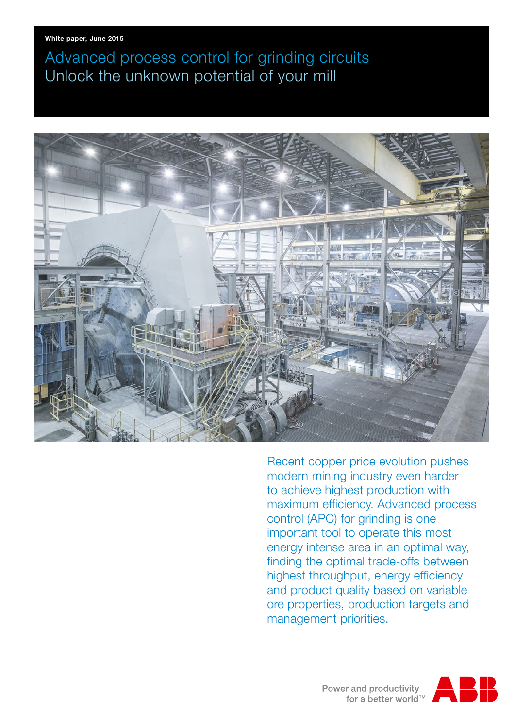White paper, June 2015

# Advanced process control for grinding circuits
## Unlock the unknown potential of your mill

Recent copper price evolution pushes modern mining industry even harder to achieve highest production with maximum efficiency. Advanced process control (APC) for grinding is one important tool to operate this most energy intense area in an optimal way, finding the optimal trade-offs between highest throughput, energy efficiency and product quality based on variable ore properties, production targets and management priorities.

Power and productivity
for a better world™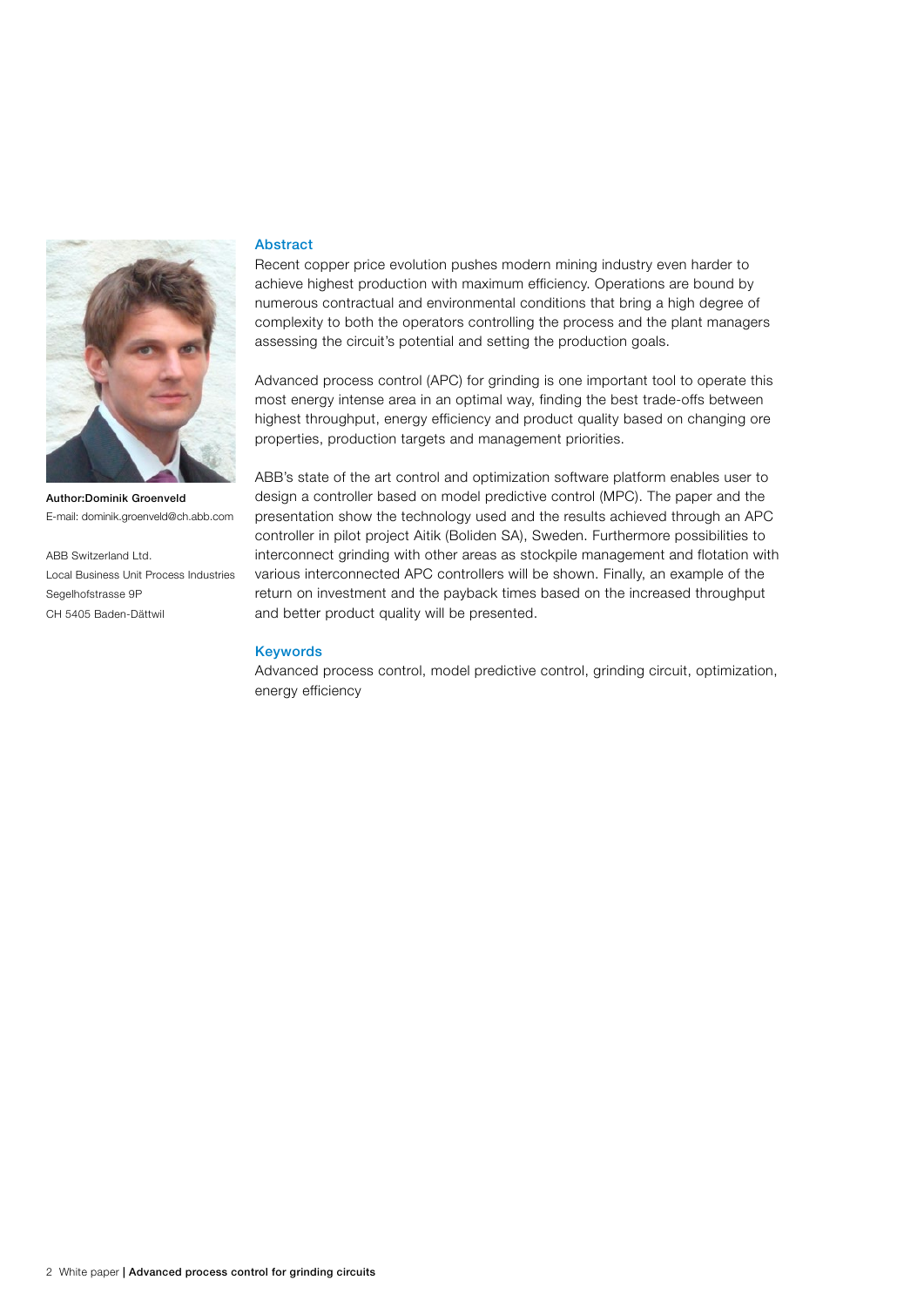**Author:Dominik Groenveld**
E-mail: dominik.groenveld@ch.abb.com

ABB Switzerland Ltd.
Local Business Unit Process Industries
Segelhofstrasse 9P
CH 5405 Baden-Dättwil

## Abstract

Recent copper price evolution pushes modern mining industry even harder to achieve highest production with maximum efficiency. Operations are bound by numerous contractual and environmental conditions that bring a high degree of complexity to both the operators controlling the process and the plant managers assessing the circuit's potential and setting the production goals.

Advanced process control (APC) for grinding is one important tool to operate this most energy intense area in an optimal way, finding the best trade-offs between highest throughput, energy efficiency and product quality based on changing ore properties, production targets and management priorities.

ABB's state of the art control and optimization software platform enables user to design a controller based on model predictive control (MPC). The paper and the presentation show the technology used and the results achieved through an APC controller in pilot project Aitik (Boliden SA), Sweden. Furthermore possibilities to interconnect grinding with other areas as stockpile management and flotation with various interconnected APC controllers will be shown. Finally, an example of the return on investment and the payback times based on the increased throughput and better product quality will be presented.

## Keywords

Advanced process control, model predictive control, grinding circuit, optimization, energy efficiency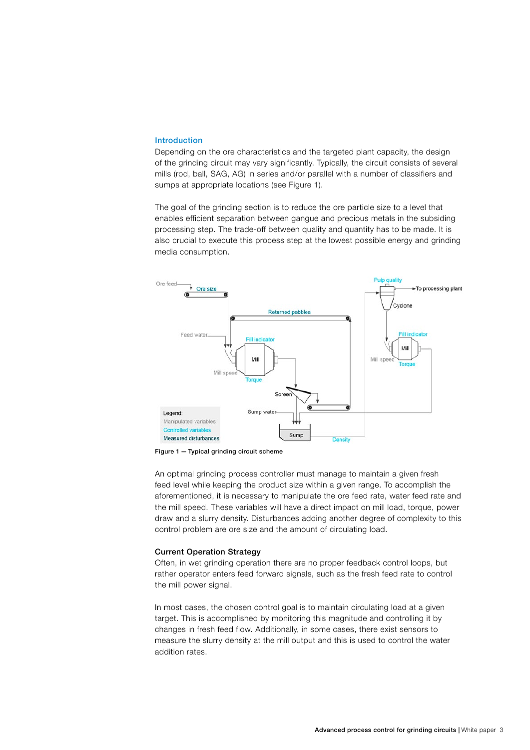## Introduction

Depending on the ore characteristics and the targeted plant capacity, the design of the grinding circuit may vary significantly. Typically, the circuit consists of several mills (rod, ball, SAG, AG) in series and/or parallel with a number of classifiers and sumps at appropriate locations (see Figure 1).

The goal of the grinding section is to reduce the ore particle size to a level that enables efficient separation between gangue and precious metals in the subsiding processing step. The trade-off between quality and quantity has to be made. It is also crucial to execute this process step at the lowest possible energy and grinding media consumption.

Figure 1 — Typical grinding circuit scheme

An optimal grinding process controller must manage to maintain a given fresh feed level while keeping the product size within a given range. To accomplish the aforementioned, it is necessary to manipulate the ore feed rate, water feed rate and the mill speed. These variables will have a direct impact on mill load, torque, power draw and a slurry density. Disturbances adding another degree of complexity to this control problem are ore size and the amount of circulating load.

### Current Operation Strategy

Often, in wet grinding operation there are no proper feedback control loops, but rather operator enters feed forward signals, such as the fresh feed rate to control the mill power signal.

In most cases, the chosen control goal is to maintain circulating load at a given target. This is accomplished by monitoring this magnitude and controlling it by changes in fresh feed flow. Additionally, in some cases, there exist sensors to measure the slurry density at the mill output and this is used to control the water addition rates.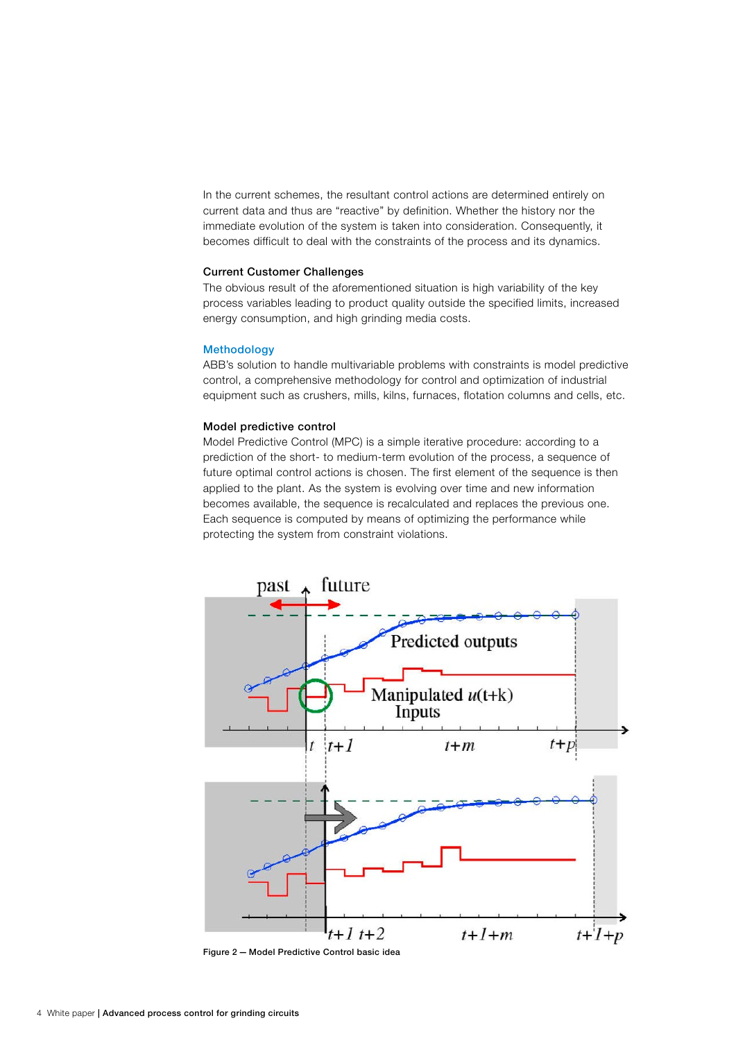In the current schemes, the resultant control actions are determined entirely on current data and thus are "reactive" by definition. Whether the history nor the immediate evolution of the system is taken into consideration. Consequently, it becomes difficult to deal with the constraints of the process and its dynamics.

### Current Customer Challenges

The obvious result of the aforementioned situation is high variability of the key process variables leading to product quality outside the specified limits, increased energy consumption, and high grinding media costs.

## Methodology

ABB's solution to handle multivariable problems with constraints is model predictive control, a comprehensive methodology for control and optimization of industrial equipment such as crushers, mills, kilns, furnaces, flotation columns and cells, etc.

### Model predictive control

Model Predictive Control (MPC) is a simple iterative procedure: according to a prediction of the short- to medium-term evolution of the process, a sequence of future optimal control actions is chosen. The first element of the sequence is then applied to the plant. As the system is evolving over time and new information becomes available, the sequence is recalculated and replaces the previous one. Each sequence is computed by means of optimizing the performance while protecting the system from constraint violations.

Figure 2 — Model Predictive Control basic idea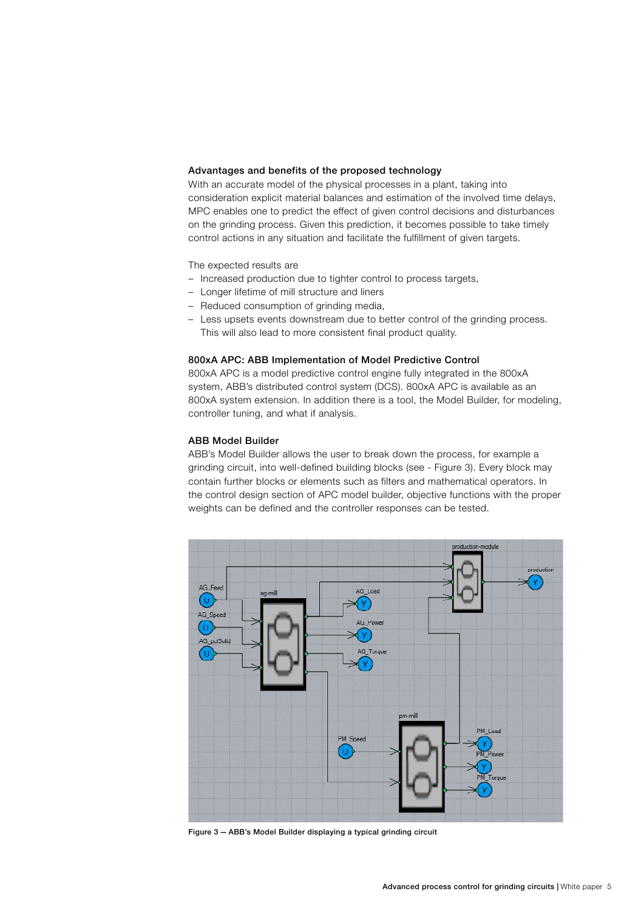### Advantages and benefits of the proposed technology

With an accurate model of the physical processes in a plant, taking into consideration explicit material balances and estimation of the involved time delays, MPC enables one to predict the effect of given control decisions and disturbances on the grinding process. Given this prediction, it becomes possible to take timely control actions in any situation and facilitate the fulfillment of given targets.

The expected results are

- Increased production due to tighter control to process targets,
- Longer lifetime of mill structure and liners
- Reduced consumption of grinding media,
- Less upsets events downstream due to better control of the grinding process. This will also lead to more consistent final product quality.

### 800xA APC: ABB Implementation of Model Predictive Control

800xA APC is a model predictive control engine fully integrated in the 800xA system, ABB's distributed control system (DCS). 800xA APC is available as an 800xA system extension. In addition there is a tool, the Model Builder, for modeling, controller tuning, and what if analysis.

### ABB Model Builder

ABB's Model Builder allows the user to break down the process, for example a grinding circuit, into well-defined building blocks (see - Figure 3). Every block may contain further blocks or elements such as filters and mathematical operators. In the control design section of APC model builder, objective functions with the proper weights can be defined and the controller responses can be tested.

Figure 3 — ABB's Model Builder displaying a typical grinding circuit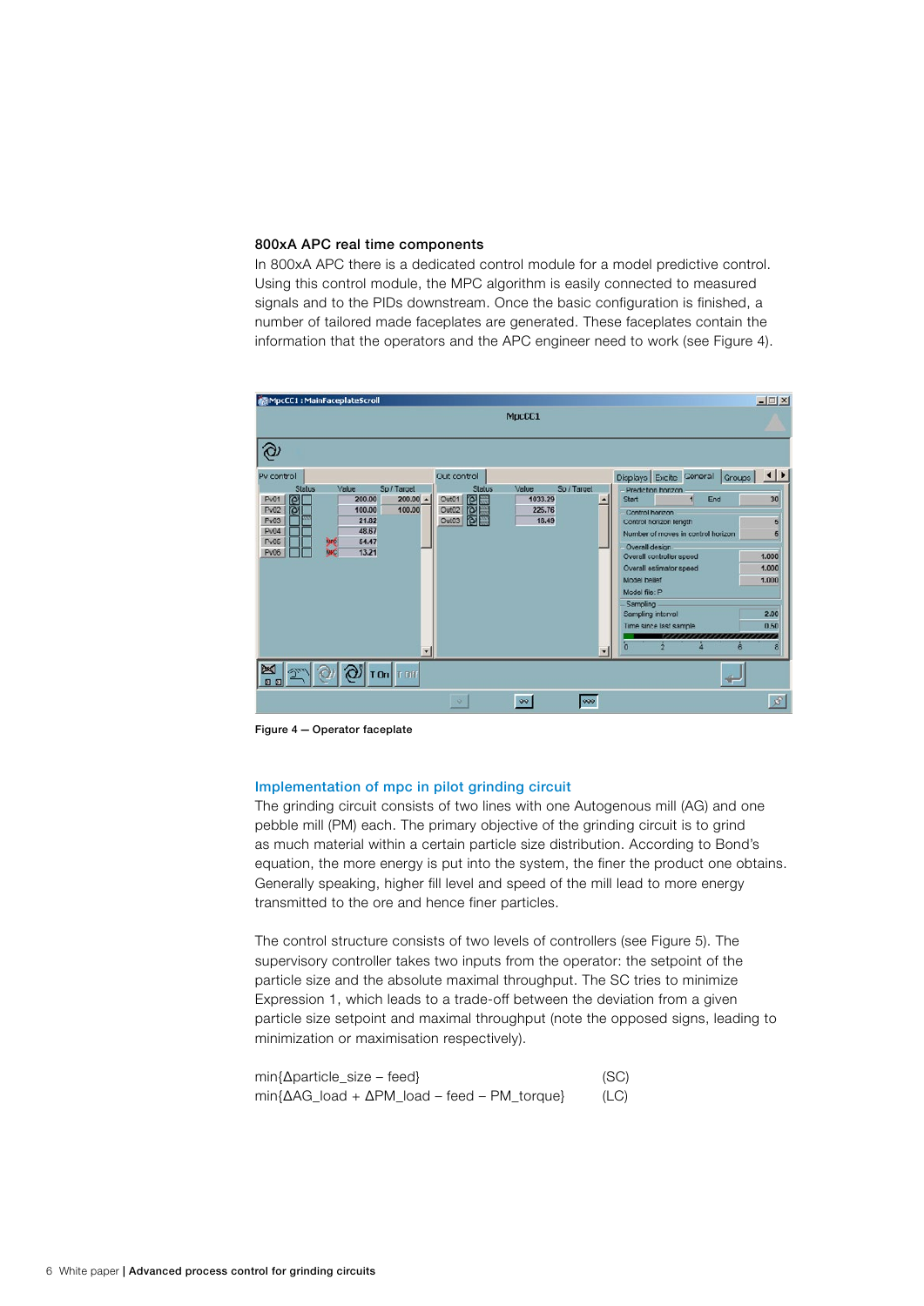### 800xA APC real time components

In 800xA APC there is a dedicated control module for a model predictive control. Using this control module, the MPC algorithm is easily connected to measured signals and to the PIDs downstream. Once the basic configuration is finished, a number of tailored made faceplates are generated. These faceplates contain the information that the operators and the APC engineer need to work (see Figure 4).

Figure 4 — Operator faceplate

## Implementation of mpc in pilot grinding circuit

The grinding circuit consists of two lines with one Autogenous mill (AG) and one pebble mill (PM) each. The primary objective of the grinding circuit is to grind as much material within a certain particle size distribution. According to Bond's equation, the more energy is put into the system, the finer the product one obtains. Generally speaking, higher fill level and speed of the mill lead to more energy transmitted to the ore and hence finer particles.

The control structure consists of two levels of controllers (see Figure 5). The supervisory controller takes two inputs from the operator: the setpoint of the particle size and the absolute maximal throughput. The SC tries to minimize Expression 1, which leads to a trade-off between the deviation from a given particle size setpoint and maximal throughput (note the opposed signs, leading to minimization or maximisation respectively).

$$\min\{\Delta\text{particle\_size} - \text{feed}\} \qquad \text{(SC)}$$

$$\min\{\Delta\text{AG\_load} + \Delta\text{PM\_load} - \text{feed} - \text{PM\_torque}\} \qquad \text{(LC)}$$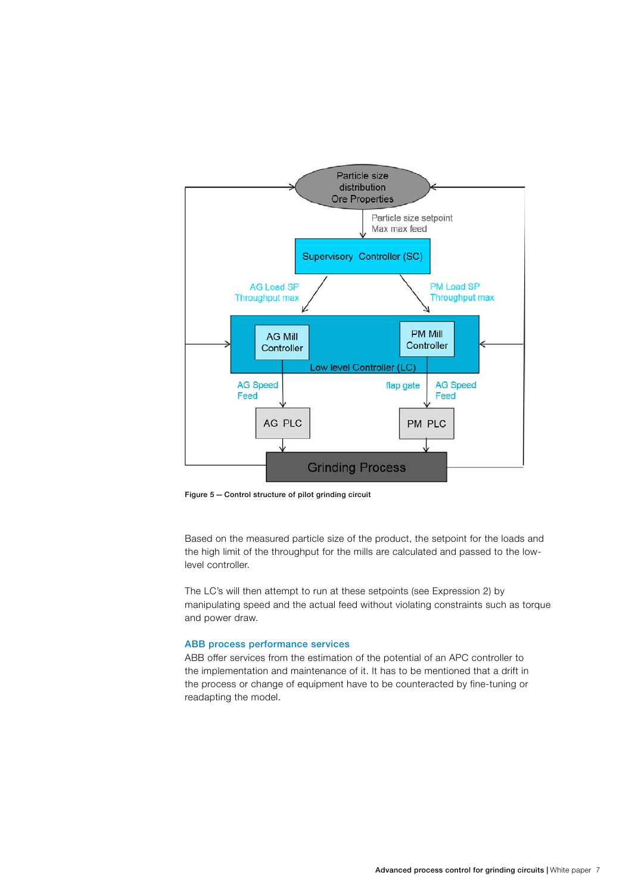Figure 5 — Control structure of pilot grinding circuit

Based on the measured particle size of the product, the setpoint for the loads and the high limit of the throughput for the mills are calculated and passed to the low-level controller.

The LC's will then attempt to run at these setpoints (see Expression 2) by manipulating speed and the actual feed without violating constraints such as torque and power draw.

### ABB process performance services

ABB offer services from the estimation of the potential of an APC controller to the implementation and maintenance of it. It has to be mentioned that a drift in the process or change of equipment have to be counteracted by fine-tuning or readapting the model.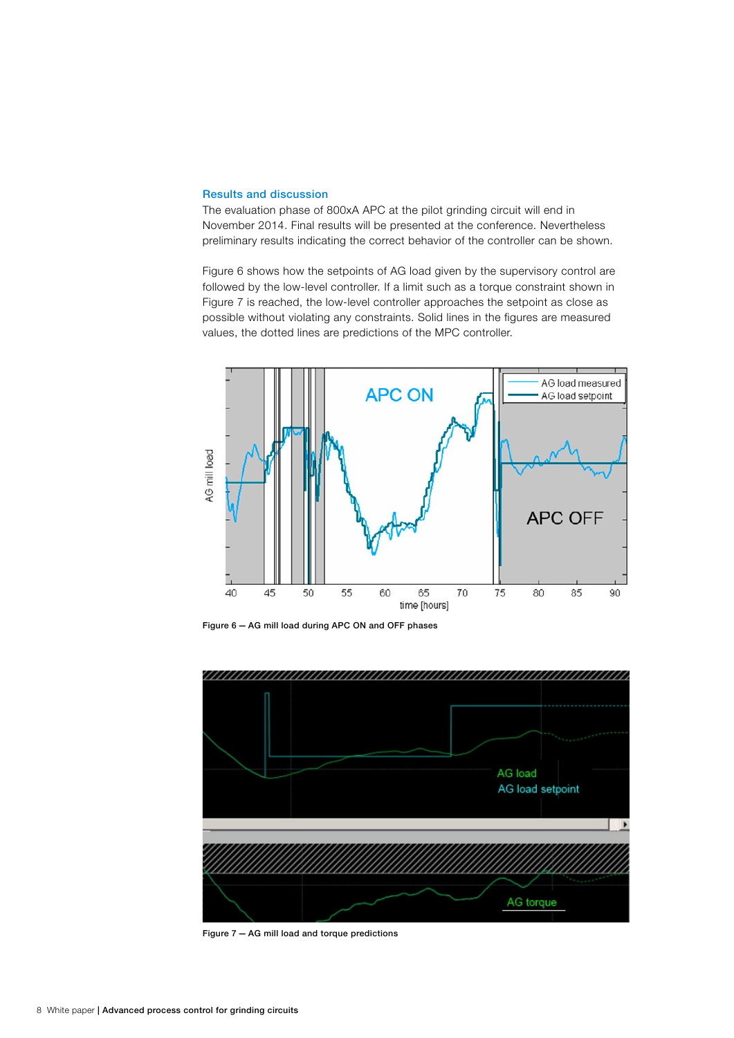## Results and discussion

The evaluation phase of 800xA APC at the pilot grinding circuit will end in November 2014. Final results will be presented at the conference. Nevertheless preliminary results indicating the correct behavior of the controller can be shown.

Figure 6 shows how the setpoints of AG load given by the supervisory control are followed by the low-level controller. If a limit such as a torque constraint shown in Figure 7 is reached, the low-level controller approaches the setpoint as close as possible without violating any constraints. Solid lines in the figures are measured values, the dotted lines are predictions of the MPC controller.

Figure 6 — AG mill load during APC ON and OFF phases

Figure 7 — AG mill load and torque predictions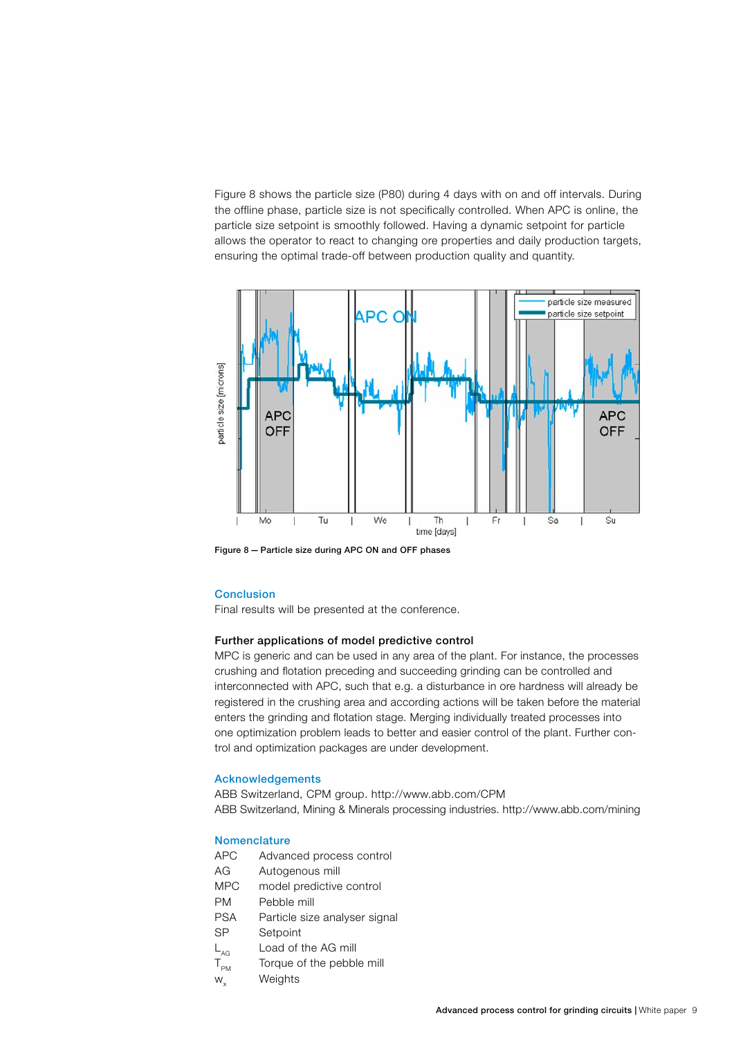Figure 8 shows the particle size (P80) during 4 days with on and off intervals. During the offline phase, particle size is not specifically controlled. When APC is online, the particle size setpoint is smoothly followed. Having a dynamic setpoint for particle allows the operator to react to changing ore properties and daily production targets, ensuring the optimal trade-off between production quality and quantity.

**Figure 8 — Particle size during APC ON and OFF phases**

## Conclusion

Final results will be presented at the conference.

### Further applications of model predictive control

MPC is generic and can be used in any area of the plant. For instance, the processes crushing and flotation preceding and succeeding grinding can be controlled and interconnected with APC, such that e.g. a disturbance in ore hardness will already be registered in the crushing area and according actions will be taken before the material enters the grinding and flotation stage. Merging individually treated processes into one optimization problem leads to better and easier control of the plant. Further control and optimization packages are under development.

## Acknowledgements

ABB Switzerland, CPM group. http://www.abb.com/CPM
ABB Switzerland, Mining & Minerals processing industries. http://www.abb.com/mining

## Nomenclature

| | |
|---|---|
| APC | Advanced process control |
| AG | Autogenous mill |
| MPC | model predictive control |
| PM | Pebble mill |
| PSA | Particle size analyser signal |
| SP | Setpoint |
| $L_{AG}$ | Load of the AG mill |
| $T_{PM}$ | Torque of the pebble mill |
| $w_x$ | Weights |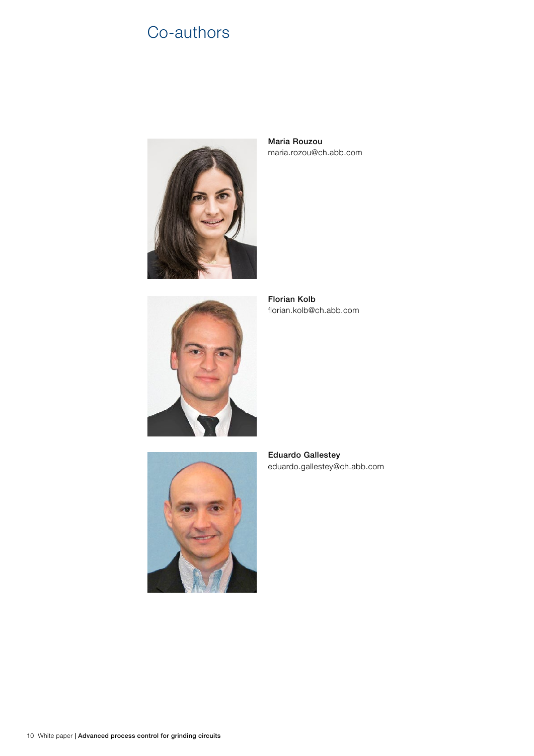# Co-authors

**Maria Rouzou**
maria.rozou@ch.abb.com

**Florian Kolb**
florian.kolb@ch.abb.com

**Eduardo Gallestey**
eduardo.gallestey@ch.abb.com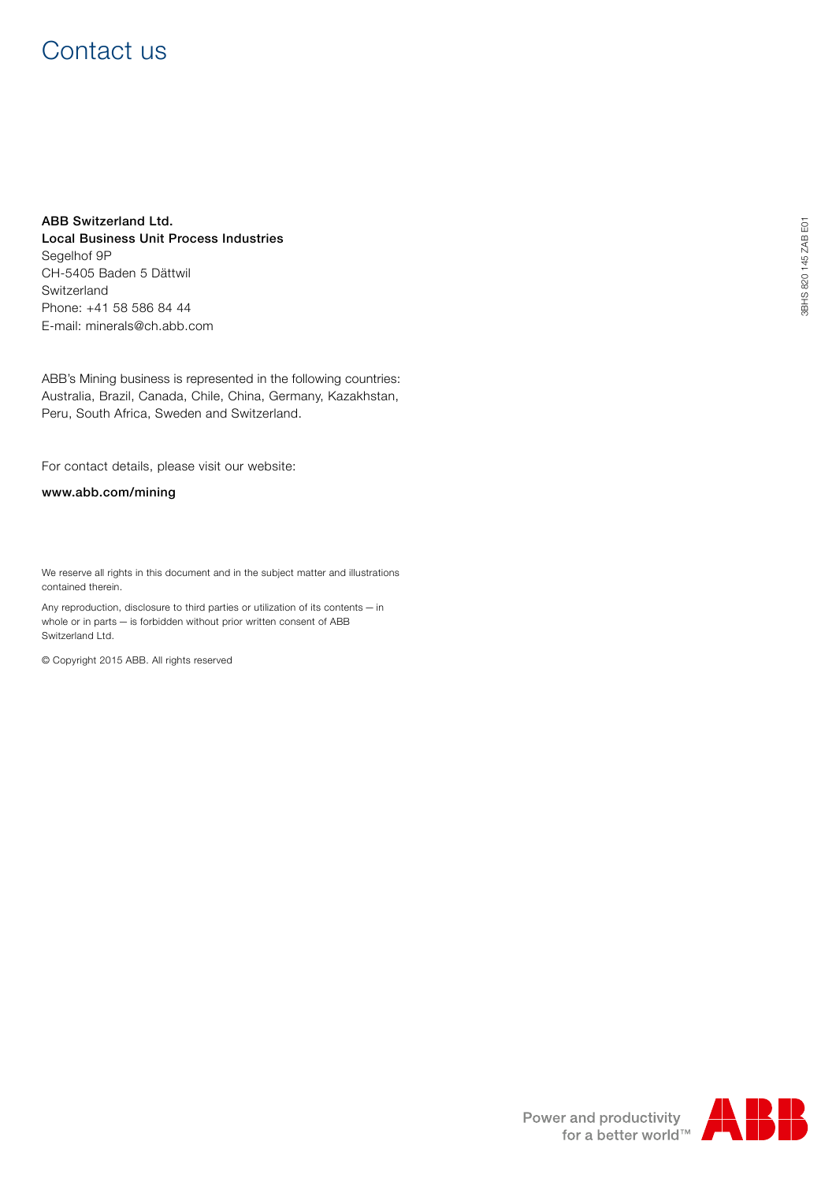# Contact us

**ABB Switzerland Ltd.**
**Local Business Unit Process Industries**
Segelhof 9P
CH-5405 Baden 5 Dättwil
Switzerland
Phone: +41 58 586 84 44
E-mail: minerals@ch.abb.com

ABB's Mining business is represented in the following countries: Australia, Brazil, Canada, Chile, China, Germany, Kazakhstan, Peru, South Africa, Sweden and Switzerland.

For contact details, please visit our website:

**www.abb.com/mining**

We reserve all rights in this document and in the subject matter and illustrations contained therein.

Any reproduction, disclosure to third parties or utilization of its contents — in whole or in parts — is forbidden without prior written consent of ABB Switzerland Ltd.

© Copyright 2015 ABB. All rights reserved

3BHS 820 145 ZAB E01

Power and productivity
for a better world™